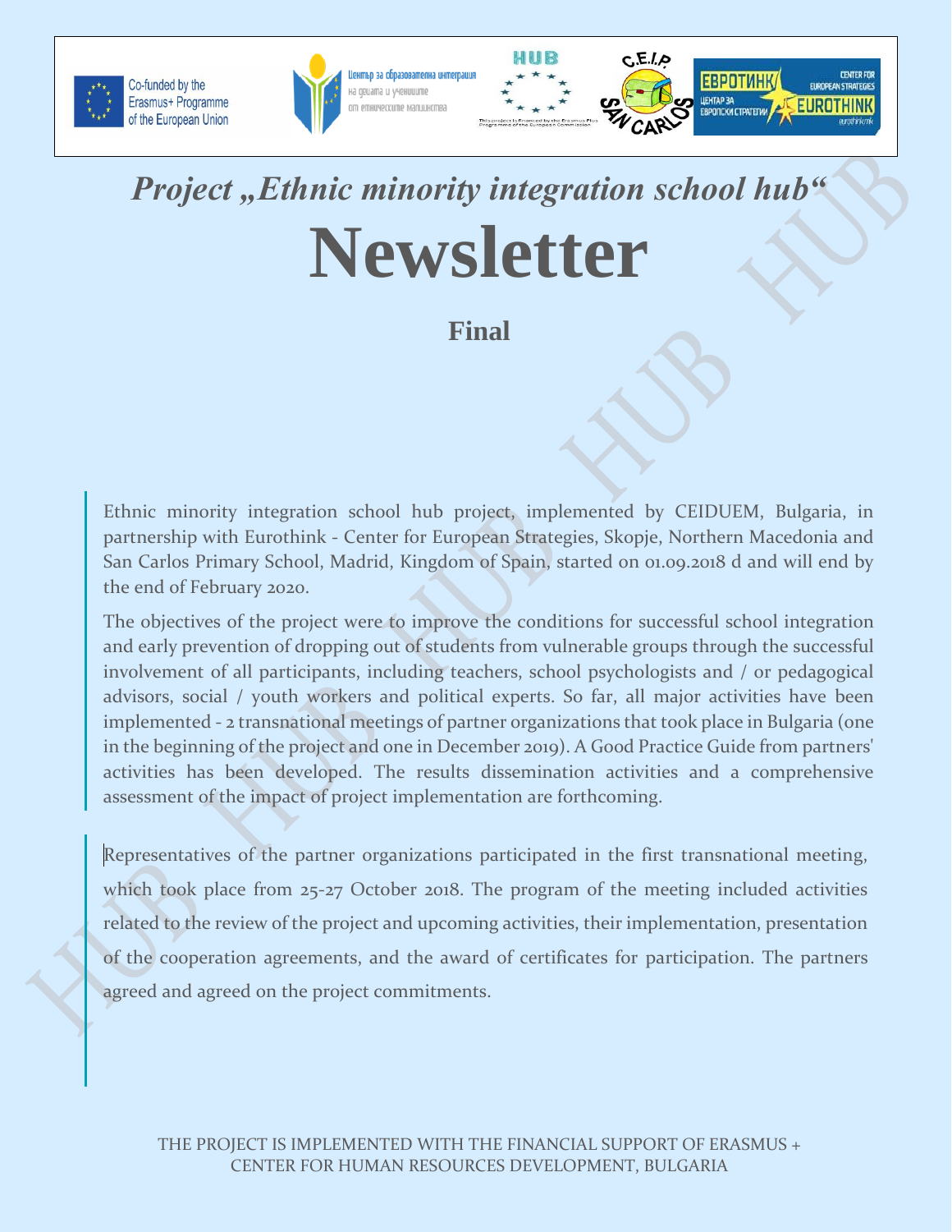*Project „Ethnic minority integration school hub“*

# Newsletter

## Final

Ethnic minority integration school hub project, implemented by CEIDUEM, Bulgaria, in partnership with Eurothink - Center for European Strategies, Skopje, Northern Macedonia and San Carlos Primary School, Madrid, Kingdom of Spain, started on 01.09.2018 d and will end by the end of February 2020.

The objectives of the project were to improve the conditions for successful school integration and early prevention of dropping out of students from vulnerable groups through the successful involvement of all participants, including teachers, school psychologists and / or pedagogical advisors, social / youth workers and political experts. So far, all major activities have been implemented - 2 transnational meetings of partner organizations that took place in Bulgaria (one in the beginning of the project and one in December 2019). A Good Practice Guide from partners' activities has been developed. The results dissemination activities and a comprehensive assessment of the impact of project implementation are forthcoming.

Representatives of the partner organizations participated in the first transnational meeting, which took place from 25-27 October 2018. The program of the meeting included activities related to the review of the project and upcoming activities, their implementation, presentation of the cooperation agreements, and the award of certificates for participation. The partners agreed and agreed on the project commitments.

THE PROJECT IS IMPLEMENTED WITH THE FINANCIAL SUPPORT OF ERASMUS + CENTER FOR HUMAN RESOURCES DEVELOPMENT, BULGARIA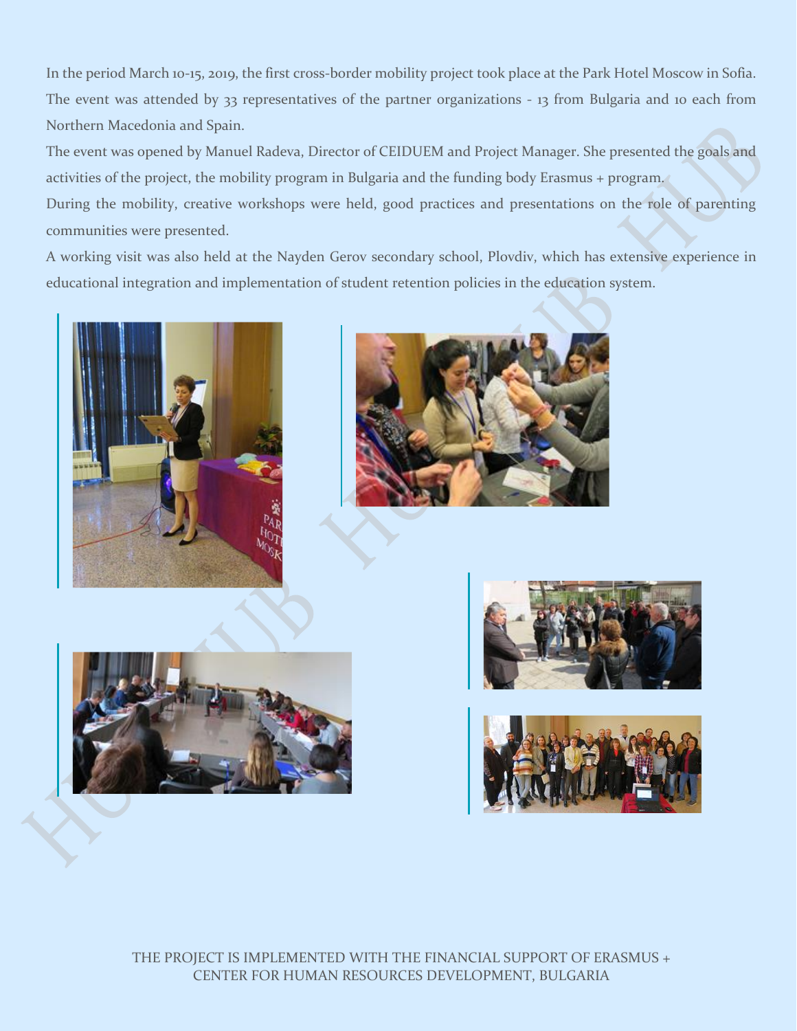In the period March 10-15, 2019, the first cross-border mobility project took place at the Park Hotel Moscow in Sofia. The event was attended by 33 representatives of the partner organizations - 13 from Bulgaria and 10 each from Northern Macedonia and Spain.

The event was opened by Manuel Radeva, Director of CEIDUEM and Project Manager. She presented the goals and activities of the project, the mobility program in Bulgaria and the funding body Erasmus + program.

During the mobility, creative workshops were held, good practices and presentations on the role of parenting communities were presented.

A working visit was also held at the Nayden Gerov secondary school, Plovdiv, which has extensive experience in educational integration and implementation of student retention policies in the education system.

THE PROJECT IS IMPLEMENTED WITH THE FINANCIAL SUPPORT OF ERASMUS +
CENTER FOR HUMAN RESOURCES DEVELOPMENT, BULGARIA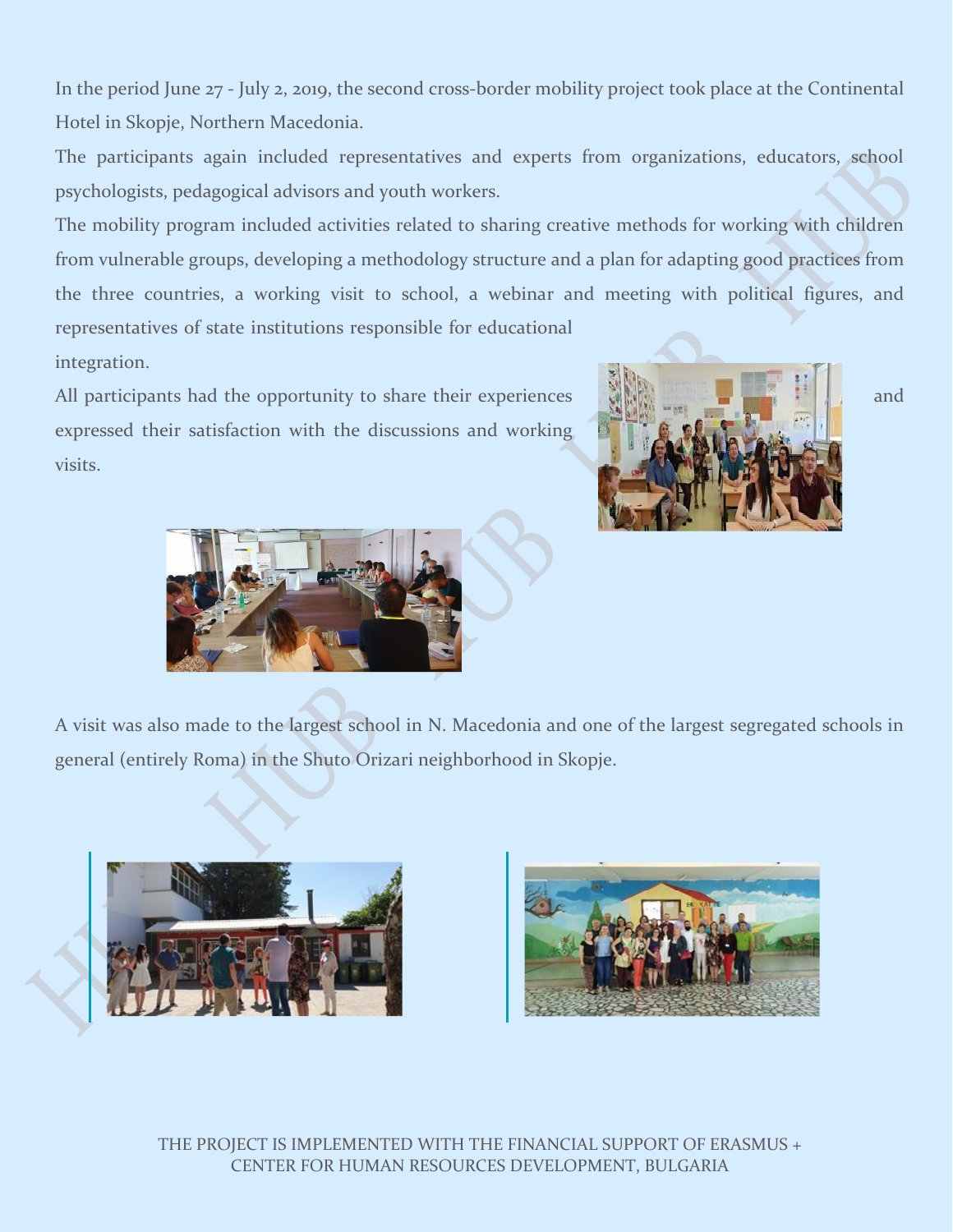In the period June 27 - July 2, 2019, the second cross-border mobility project took place at the Continental Hotel in Skopje, Northern Macedonia.

The participants again included representatives and experts from organizations, educators, school psychologists, pedagogical advisors and youth workers.

The mobility program included activities related to sharing creative methods for working with children from vulnerable groups, developing a methodology structure and a plan for adapting good practices from the three countries, a working visit to school, a webinar and meeting with political figures, and representatives of state institutions responsible for educational integration.

All participants had the opportunity to share their experiences and expressed their satisfaction with the discussions and working visits.

A visit was also made to the largest school in N. Macedonia and one of the largest segregated schools in general (entirely Roma) in the Shuto Orizari neighborhood in Skopje.

THE PROJECT IS IMPLEMENTED WITH THE FINANCIAL SUPPORT OF ERASMUS +
CENTER FOR HUMAN RESOURCES DEVELOPMENT, BULGARIA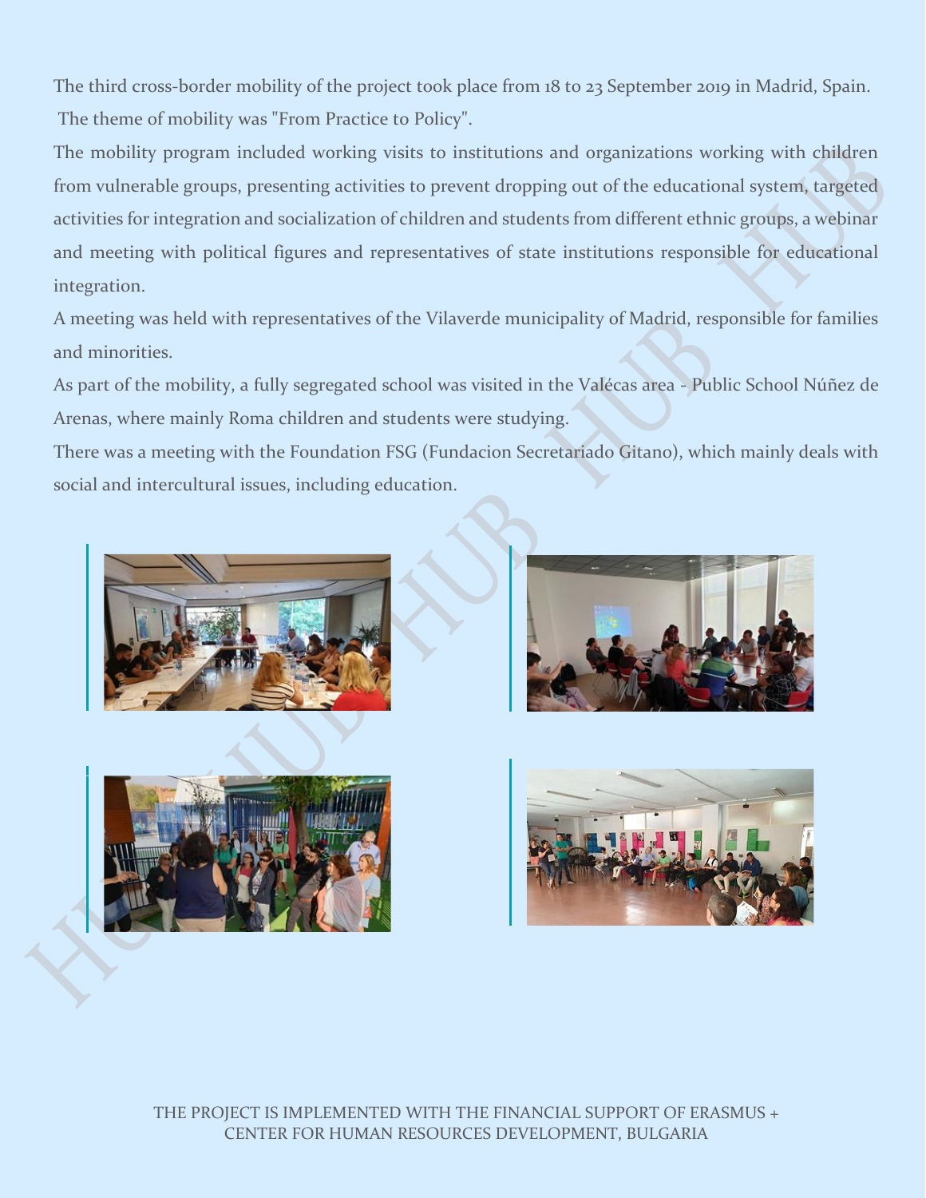The third cross-border mobility of the project took place from 18 to 23 September 2019 in Madrid, Spain.
The theme of mobility was "From Practice to Policy".

The mobility program included working visits to institutions and organizations working with children from vulnerable groups, presenting activities to prevent dropping out of the educational system, targeted activities for integration and socialization of children and students from different ethnic groups, a webinar and meeting with political figures and representatives of state institutions responsible for educational integration.

A meeting was held with representatives of the Vilaverde municipality of Madrid, responsible for families and minorities.

As part of the mobility, a fully segregated school was visited in the Valécas area - Public School Núñez de Arenas, where mainly Roma children and students were studying.

There was a meeting with the Foundation FSG (Fundacion Secretariado Gitano), which mainly deals with social and intercultural issues, including education.

THE PROJECT IS IMPLEMENTED WITH THE FINANCIAL SUPPORT OF ERASMUS +
CENTER FOR HUMAN RESOURCES DEVELOPMENT, BULGARIA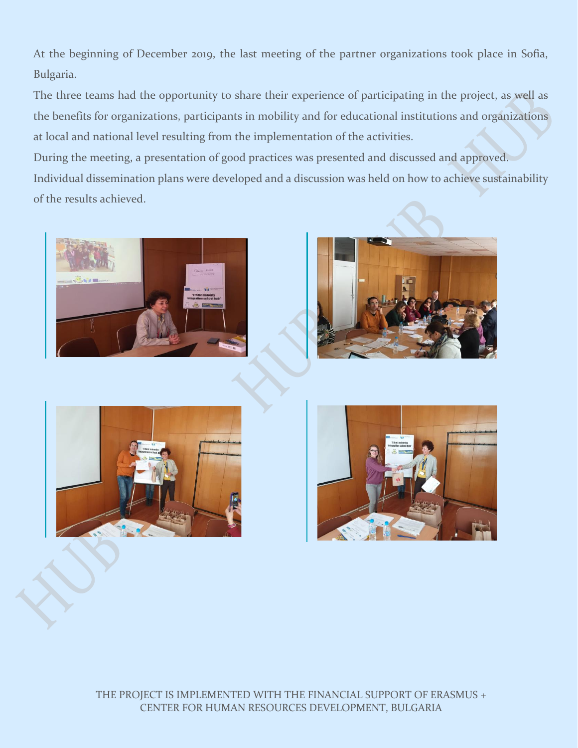At the beginning of December 2019, the last meeting of the partner organizations took place in Sofia, Bulgaria.

The three teams had the opportunity to share their experience of participating in the project, as well as the benefits for organizations, participants in mobility and for educational institutions and organizations at local and national level resulting from the implementation of the activities.

During the meeting, a presentation of good practices was presented and discussed and approved.

Individual dissemination plans were developed and a discussion was held on how to achieve sustainability of the results achieved.

THE PROJECT IS IMPLEMENTED WITH THE FINANCIAL SUPPORT OF ERASMUS +
CENTER FOR HUMAN RESOURCES DEVELOPMENT, BULGARIA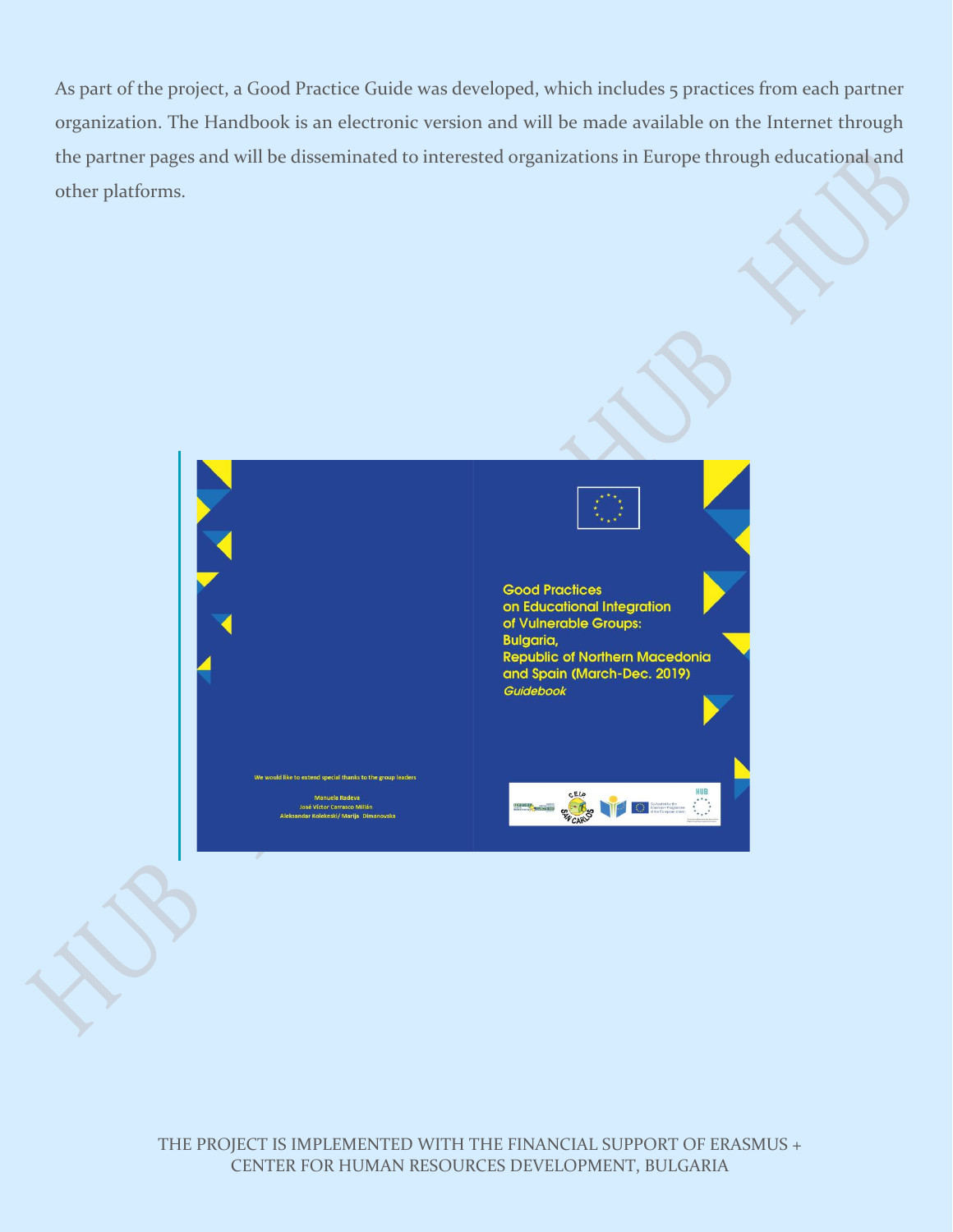As part of the project, a Good Practice Guide was developed, which includes 5 practices from each partner organization. The Handbook is an electronic version and will be made available on the Internet through the partner pages and will be disseminated to interested organizations in Europe through educational and other platforms.